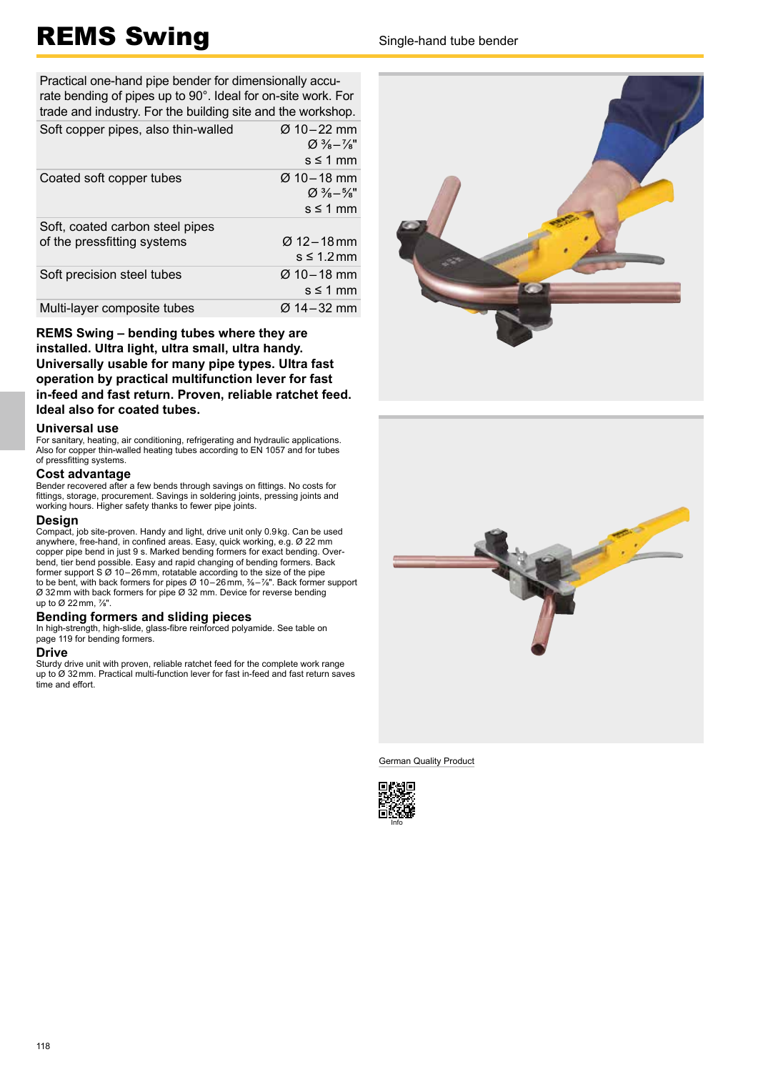# REMS Swing

Single-hand tube bender

| Practical one-hand pipe bender for dimensionally accurate bending of pipes up to 90°. Ideal for on-site work. For trade and industry. For the building site and the workshop. | |
|---|---|
| Soft copper pipes, also thin-walled | Ø 10 – 22 mm<br>Ø ⅜ – ⅞"<br>s ≤ 1 mm |
| Coated soft copper tubes | Ø 10 – 18 mm<br>Ø ⅜ – ⅝"<br>s ≤ 1 mm |
| Soft, coated carbon steel pipes of the pressfitting systems | Ø 12 – 18 mm<br>s ≤ 1.2 mm |
| Soft precision steel tubes | Ø 10 – 18 mm<br>s ≤ 1 mm |
| Multi-layer composite tubes | Ø 14 – 32 mm |

**REMS Swing – bending tubes where they are installed. Ultra light, ultra small, ultra handy. Universally usable for many pipe types. Ultra fast operation by practical multifunction lever for fast in-feed and fast return. Proven, reliable ratchet feed. Ideal also for coated tubes.**

## Universal use

For sanitary, heating, air conditioning, refrigerating and hydraulic applications. Also for copper thin-walled heating tubes according to EN 1057 and for tubes of pressfitting systems.

## Cost advantage

Bender recovered after a few bends through savings on fittings. No costs for fittings, storage, procurement. Savings in soldering joints, pressing joints and working hours. Higher safety thanks to fewer pipe joints.

## Design

Compact, job site-proven. Handy and light, drive unit only 0.9 kg. Can be used anywhere, free-hand, in confined areas. Easy, quick working, e.g. Ø 22 mm copper pipe bend in just 9 s. Marked bending formers for exact bending. Overbend, tier bend possible. Easy and rapid changing of bending formers. Back former support S Ø 10 – 26 mm, rotatable according to the size of the pipe to be bent, with back formers for pipes Ø 10 – 26 mm, ⅜ – ⅞". Back former support Ø 32 mm with back formers for pipe Ø 32 mm. Device for reverse bending up to Ø 22 mm, ⅞".

## Bending formers and sliding pieces

In high-strength, high-slide, glass-fibre reinforced polyamide. See table on page 119 for bending formers.

## Drive

Sturdy drive unit with proven, reliable ratchet feed for the complete work range up to Ø 32 mm. Practical multi-function lever for fast in-feed and fast return saves time and effort.

German Quality Product

Info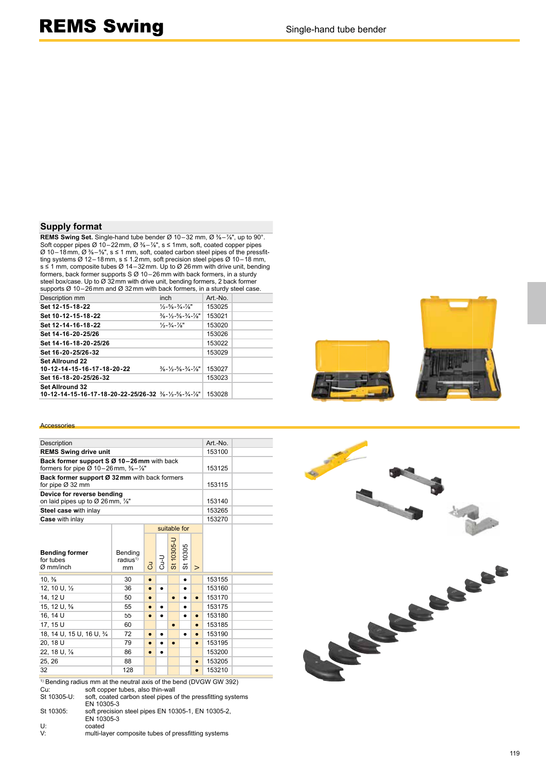# REMS Swing

Single-hand tube bender

## Supply format

**REMS Swing Set.** Single-hand tube bender Ø 10–32 mm, Ø ⅜–⅞", up to 90°. Soft copper pipes Ø 10–22 mm, Ø ⅜–⅞", s ≤ 1mm, soft, coated copper pipes Ø 10–18 mm, Ø ⅜–⅝", s ≤ 1 mm, soft, coated carbon steel pipes of the pressfitting systems Ø 12–18 mm, s ≤ 1.2 mm, soft precision steel pipes Ø 10–18 mm, s ≤ 1 mm, composite tubes Ø 14–32 mm. Up to Ø 26 mm with drive unit, bending formers, back former supports S Ø 10–26 mm with back formers, in a sturdy steel box/case. Up to Ø 32 mm with drive unit, bending formers, 2 back former supports Ø 10–26 mm and Ø 32 mm with back formers, in a sturdy steel case.

| Description mm | inch | Art.-No. |
|---|---|---|
| **Set 12-15-18-22** | ½-⅝-¾-⅞" | 153025 |
| **Set 10-12-15-18-22** | ⅜-½-⅝-¾-⅞" | 153021 |
| **Set 12-14-16-18-22** | ½-¾-⅞" | 153020 |
| **Set 14-16-20-25/26** | | 153026 |
| **Set 14-16-18-20-25/26** | | 153022 |
| **Set 16-20-25/26-32** | | 153029 |
| **Set Allround 22** **10-12-14-15-16-17-18-20-22** | ⅜-½-⅝-¾-⅞" | 153027 |
| **Set 16-18-20-25/26-32** | | 153023 |
| **Set Allround 32** **10-12-14-15-16-17-18-20-22-25/26-32** | ⅜-½-⅝-¾-⅞" | 153028 |

## Accessories

| Description | Art.-No. |
|---|---|
| **REMS Swing drive unit** | 153100 |
| **Back former support S Ø 10–26 mm** with back formers for pipe Ø 10–26 mm, ⅜–⅞" | 153125 |
| **Back former support Ø 32 mm** with back formers for pipe Ø 32 mm | 153115 |
| **Device for reverse bending** on laid pipes up to Ø 26 mm, ⅞" | 153140 |
| **Steel case** with inlay | 153265 |
| **Case** with inlay | 153270 |

| **Bending former** for tubes Ø mm/inch | Bending radius[1] mm | suitable for | | | | | Art.-No. |
|---|---|---|---|---|---|---|---|
| | | Cu | Cu-U | St 10305-U | St 10305 | V | |
| 10, ⅜ | 30 | • | | | • | | 153155 |
| 12, 10 U, ½ | 36 | • | • | | • | | 153160 |
| 14, 12 U | 50 | • | | • | • | • | 153170 |
| 15, 12 U, ⅝ | 55 | • | • | | • | | 153175 |
| 16, 14 U | 55 | • | • | | • | • | 153180 |
| 17, 15 U | 60 | | | • | | • | 153185 |
| 18, 14 U, 15 U, 16 U, ¾ | 72 | • | • | | • | • | 153190 |
| 20, 18 U | 79 | • | • | • | | • | 153195 |
| 22, 18 U, ⅞ | 86 | • | • | | | | 153200 |
| 25, 26 | 88 | | | | | • | 153205 |
| 32 | 128 | | | | | • | 153210 |

[1] Bending radius mm at the neutral axis of the bend (DVGW GW 392)

Cu: soft copper tubes, also thin-wall
St 10305-U: soft, coated carbon steel pipes of the pressfitting systems EN 10305-3
St 10305: soft precision steel pipes EN 10305-1, EN 10305-2, EN 10305-3
U: coated
V: multi-layer composite tubes of pressfitting systems